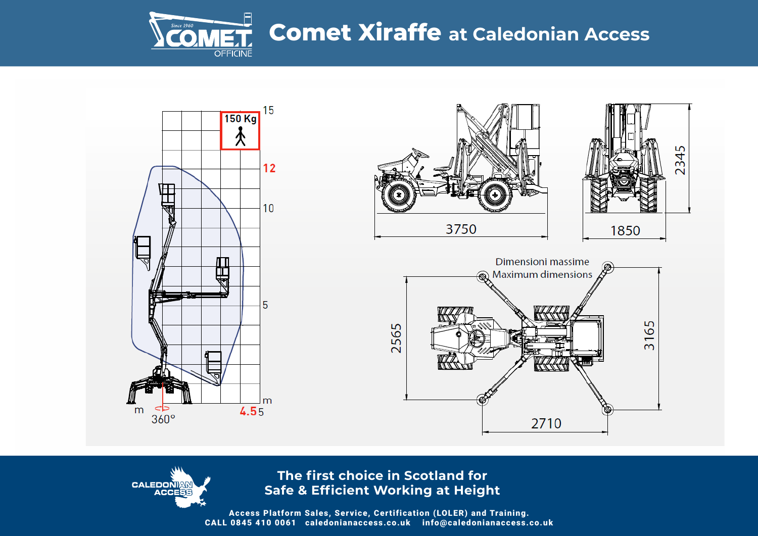# Comet Xiraffe at Caledonian Access

150 Kg

12

4.5

360°

3750

1850

2345

Dimensioni massime
Maximum dimensions

2565

3165

2710

**The first choice in Scotland for Safe & Efficient Working at Height**

**Access Platform Sales, Service, Certification (LOLER) and Training.**
**CALL 0845 410 0061 caledonianaccess.co.uk info@caledonianaccess.co.uk**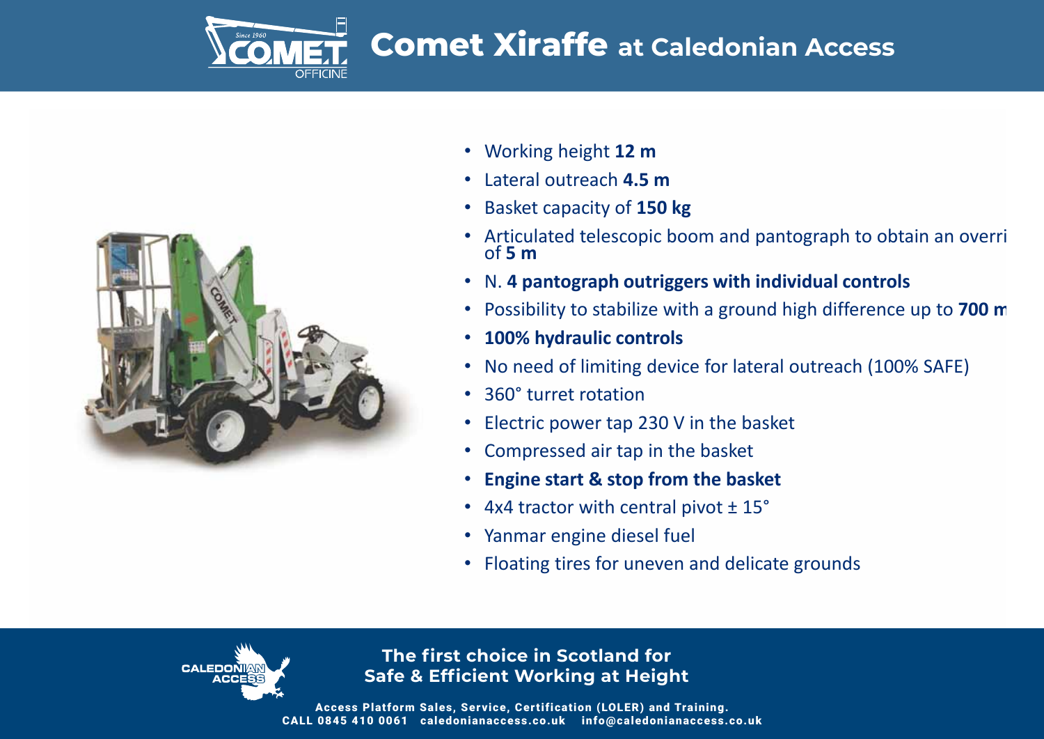# Comet Xiraffe at Caledonian Access

- Working height **12 m**
- Lateral outreach **4.5 m**
- Basket capacity of **150 kg**
- Articulated telescopic boom and pantograph to obtain an overri of **5 m**
- N. **4 pantograph outriggers with individual controls**
- Possibility to stabilize with a ground high difference up to **700 m**
- **100% hydraulic controls**
- No need of limiting device for lateral outreach (100% SAFE)
- 360° turret rotation
- Electric power tap 230 V in the basket
- Compressed air tap in the basket
- **Engine start & stop from the basket**
- 4x4 tractor with central pivot ± 15°
- Yanmar engine diesel fuel
- Floating tires for uneven and delicate grounds

**The first choice in Scotland for Safe & Efficient Working at Height**

Access Platform Sales, Service, Certification (LOLER) and Training.
CALL 0845 410 0061 caledonianaccess.co.uk info@caledonianaccess.co.uk